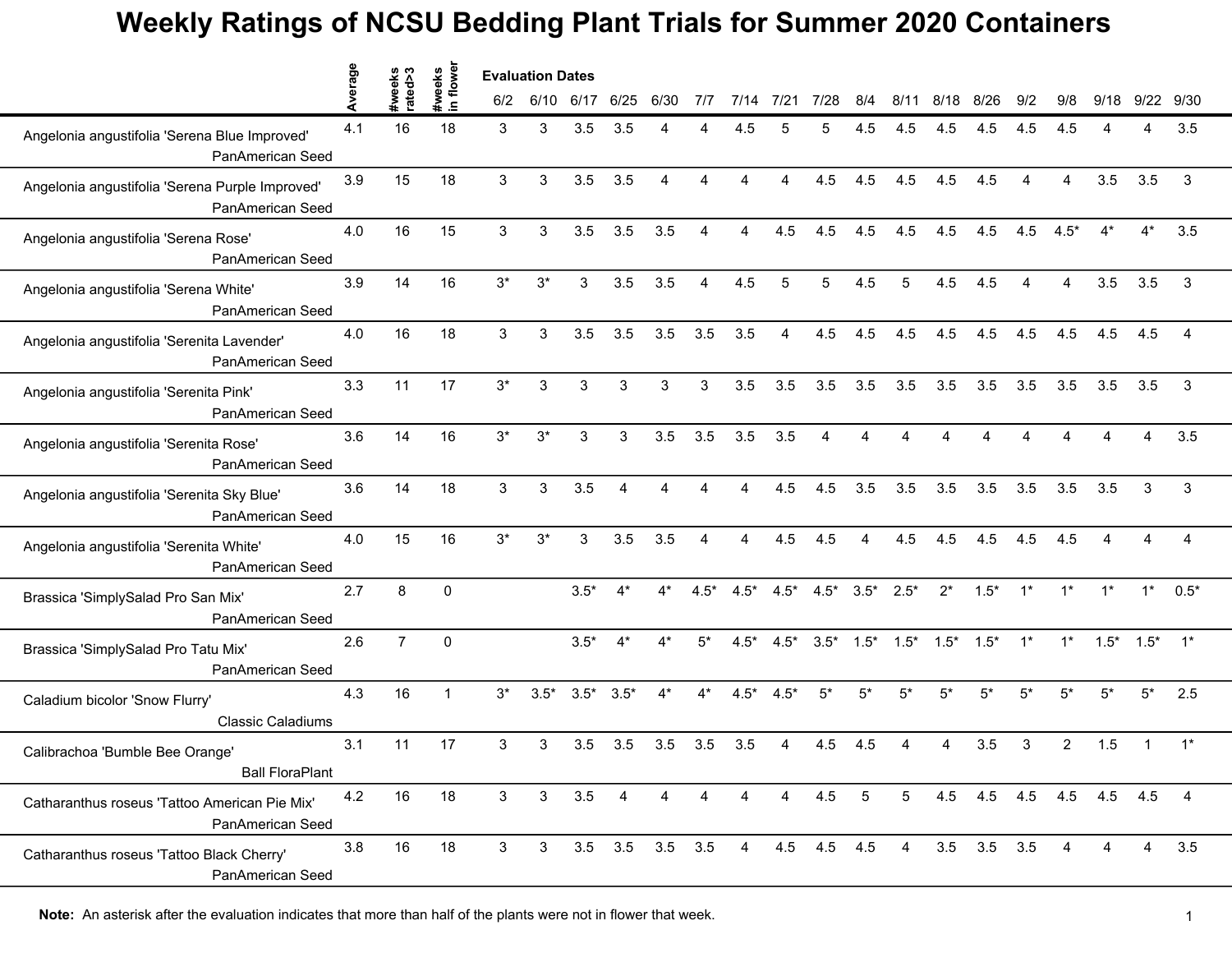# Weekly Ratings of NCSU Bedding Plant Trials for Summer 2020 Containers

| | Average | #weeks rated>3 | #weeks in flower | 6/2 | 6/10 | 6/17 | 6/25 | 6/30 | 7/7 | 7/14 | 7/21 | 7/28 | 8/4 | 8/11 | 8/18 | 8/26 | 9/2 | 9/8 | 9/18 | 9/22 | 9/30 |
|---|---|---|---|---|---|---|---|---|---|---|---|---|---|---|---|---|---|---|---|---|---|
| | | | | Evaluation Dates | | | | | | | | | | | | | | | | | |
| Angelonia angustifolia 'Serena Blue Improved' PanAmerican Seed | 4.1 | 16 | 18 | 3 | 3 | 3.5 | 3.5 | 4 | 4 | 4.5 | 5 | 5 | 4.5 | 4.5 | 4.5 | 4.5 | 4.5 | 4.5 | 4 | 4 | 3.5 |
| Angelonia angustifolia 'Serena Purple Improved' PanAmerican Seed | 3.9 | 15 | 18 | 3 | 3 | 3.5 | 3.5 | 4 | 4 | 4 | 4 | 4.5 | 4.5 | 4.5 | 4.5 | 4.5 | 4 | 4 | 3.5 | 3.5 | 3 |
| Angelonia angustifolia 'Serena Rose' PanAmerican Seed | 4.0 | 16 | 15 | 3 | 3 | 3.5 | 3.5 | 3.5 | 4 | 4 | 4.5 | 4.5 | 4.5 | 4.5 | 4.5 | 4.5 | 4.5 | 4.5* | 4* | 4* | 3.5 |
| Angelonia angustifolia 'Serena White' PanAmerican Seed | 3.9 | 14 | 16 | 3* | 3* | 3 | 3.5 | 3.5 | 4 | 4.5 | 5 | 5 | 4.5 | 5 | 4.5 | 4.5 | 4 | 4 | 3.5 | 3.5 | 3 |
| Angelonia angustifolia 'Serenita Lavender' PanAmerican Seed | 4.0 | 16 | 18 | 3 | 3 | 3.5 | 3.5 | 3.5 | 3.5 | 3.5 | 4 | 4.5 | 4.5 | 4.5 | 4.5 | 4.5 | 4.5 | 4.5 | 4.5 | 4.5 | 4 |
| Angelonia angustifolia 'Serenita Pink' PanAmerican Seed | 3.3 | 11 | 17 | 3* | 3 | 3 | 3 | 3 | 3 | 3.5 | 3.5 | 3.5 | 3.5 | 3.5 | 3.5 | 3.5 | 3.5 | 3.5 | 3.5 | 3.5 | 3 |
| Angelonia angustifolia 'Serenita Rose' PanAmerican Seed | 3.6 | 14 | 16 | 3* | 3* | 3 | 3 | 3.5 | 3.5 | 3.5 | 3.5 | 4 | 4 | 4 | 4 | 4 | 4 | 4 | 4 | 4 | 3.5 |
| Angelonia angustifolia 'Serenita Sky Blue' PanAmerican Seed | 3.6 | 14 | 18 | 3 | 3 | 3.5 | 4 | 4 | 4 | 4 | 4.5 | 4.5 | 3.5 | 3.5 | 3.5 | 3.5 | 3.5 | 3.5 | 3.5 | 3 | 3 |
| Angelonia angustifolia 'Serenita White' PanAmerican Seed | 4.0 | 15 | 16 | 3* | 3* | 3 | 3.5 | 3.5 | 4 | 4 | 4.5 | 4.5 | 4 | 4.5 | 4.5 | 4.5 | 4.5 | 4.5 | 4 | 4 | 4 |
| Brassica 'SimplySalad Pro San Mix' PanAmerican Seed | 2.7 | 8 | 0 | | | 3.5* | 4* | 4* | 4.5* | 4.5* | 4.5* | 4.5* | 3.5* | 2.5* | 2* | 1.5* | 1* | 1* | 1* | 1* | 0.5* |
| Brassica 'SimplySalad Pro Tatu Mix' PanAmerican Seed | 2.6 | 7 | 0 | | | 3.5* | 4* | 4* | 5* | 4.5* | 4.5* | 3.5* | 1.5* | 1.5* | 1.5* | 1.5* | 1* | 1* | 1.5* | 1.5* | 1* |
| Caladium bicolor 'Snow Flurry' Classic Caladiums | 4.3 | 16 | 1 | 3* | 3.5* | 3.5* | 3.5* | 4* | 4* | 4.5* | 4.5* | 5* | 5* | 5* | 5* | 5* | 5* | 5* | 5* | 5* | 2.5 |
| Calibrachoa 'Bumble Bee Orange' Ball FloraPlant | 3.1 | 11 | 17 | 3 | 3 | 3.5 | 3.5 | 3.5 | 3.5 | 3.5 | 4 | 4.5 | 4.5 | 4 | 4 | 3.5 | 3 | 2 | 1.5 | 1 | 1* |
| Catharanthus roseus 'Tattoo American Pie Mix' PanAmerican Seed | 4.2 | 16 | 18 | 3 | 3 | 3.5 | 4 | 4 | 4 | 4 | 4 | 4.5 | 5 | 5 | 4.5 | 4.5 | 4.5 | 4.5 | 4.5 | 4.5 | 4 |
| Catharanthus roseus 'Tattoo Black Cherry' PanAmerican Seed | 3.8 | 16 | 18 | 3 | 3 | 3.5 | 3.5 | 3.5 | 3.5 | 4 | 4.5 | 4.5 | 4.5 | 4 | 3.5 | 3.5 | 3.5 | 4 | 4 | 4 | 3.5 |

**Note:** An asterisk after the evaluation indicates that more than half of the plants were not in flower that week.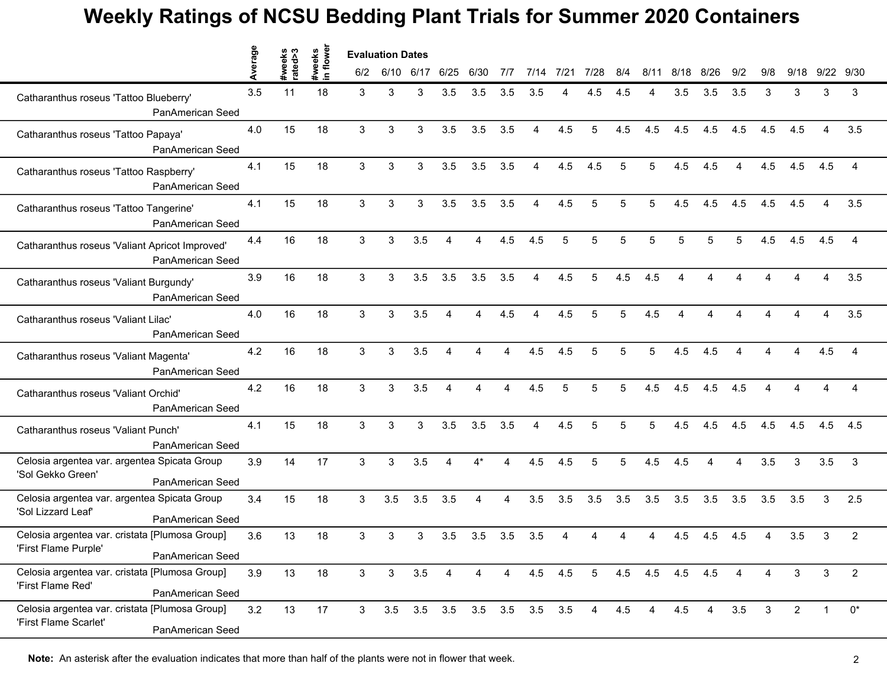# Weekly Ratings of NCSU Bedding Plant Trials for Summer 2020 Containers

| | Average | #weeks rated>3 | #weeks in flower | 6/2 | 6/10 | 6/17 | 6/25 | 6/30 | 7/7 | 7/14 | 7/21 | 7/28 | 8/4 | 8/11 | 8/18 | 8/26 | 9/2 | 9/8 | 9/18 | 9/22 | 9/30 |
|---|---|---|---|---|---|---|---|---|---|---|---|---|---|---|---|---|---|---|---|---|---|
| | | | | **Evaluation Dates** | | | | | | | | | | | | | | | | | |
| Catharanthus roseus 'Tattoo Blueberry' PanAmerican Seed | 3.5 | 11 | 18 | 3 | 3 | 3 | 3.5 | 3.5 | 3.5 | 3.5 | 4 | 4.5 | 4.5 | 4 | 3.5 | 3.5 | 3.5 | 3 | 3 | 3 | 3 |
| Catharanthus roseus 'Tattoo Papaya' PanAmerican Seed | 4.0 | 15 | 18 | 3 | 3 | 3 | 3.5 | 3.5 | 3.5 | 4 | 4.5 | 5 | 4.5 | 4.5 | 4.5 | 4.5 | 4.5 | 4.5 | 4.5 | 4 | 3.5 |
| Catharanthus roseus 'Tattoo Raspberry' PanAmerican Seed | 4.1 | 15 | 18 | 3 | 3 | 3 | 3.5 | 3.5 | 3.5 | 4 | 4.5 | 4.5 | 5 | 5 | 4.5 | 4.5 | 4 | 4.5 | 4.5 | 4.5 | 4 |
| Catharanthus roseus 'Tattoo Tangerine' PanAmerican Seed | 4.1 | 15 | 18 | 3 | 3 | 3 | 3.5 | 3.5 | 3.5 | 4 | 4.5 | 5 | 5 | 5 | 4.5 | 4.5 | 4.5 | 4.5 | 4.5 | 4 | 3.5 |
| Catharanthus roseus 'Valiant Apricot Improved' PanAmerican Seed | 4.4 | 16 | 18 | 3 | 3 | 3.5 | 4 | 4 | 4.5 | 4.5 | 5 | 5 | 5 | 5 | 5 | 5 | 5 | 4.5 | 4.5 | 4.5 | 4 |
| Catharanthus roseus 'Valiant Burgundy' PanAmerican Seed | 3.9 | 16 | 18 | 3 | 3 | 3.5 | 3.5 | 3.5 | 3.5 | 4 | 4.5 | 5 | 4.5 | 4.5 | 4 | 4 | 4 | 4 | 4 | 4 | 3.5 |
| Catharanthus roseus 'Valiant Lilac' PanAmerican Seed | 4.0 | 16 | 18 | 3 | 3 | 3.5 | 4 | 4 | 4.5 | 4 | 4.5 | 5 | 5 | 4.5 | 4 | 4 | 4 | 4 | 4 | 4 | 3.5 |
| Catharanthus roseus 'Valiant Magenta' PanAmerican Seed | 4.2 | 16 | 18 | 3 | 3 | 3.5 | 4 | 4 | 4 | 4.5 | 4.5 | 5 | 5 | 5 | 4.5 | 4.5 | 4 | 4 | 4 | 4.5 | 4 |
| Catharanthus roseus 'Valiant Orchid' PanAmerican Seed | 4.2 | 16 | 18 | 3 | 3 | 3.5 | 4 | 4 | 4 | 4.5 | 5 | 5 | 5 | 4.5 | 4.5 | 4.5 | 4.5 | 4 | 4 | 4 | 4 |
| Catharanthus roseus 'Valiant Punch' PanAmerican Seed | 4.1 | 15 | 18 | 3 | 3 | 3 | 3.5 | 3.5 | 3.5 | 4 | 4.5 | 5 | 5 | 5 | 4.5 | 4.5 | 4.5 | 4.5 | 4.5 | 4.5 | 4.5 |
| Celosia argentea var. argentea Spicata Group 'Sol Gekko Green' PanAmerican Seed | 3.9 | 14 | 17 | 3 | 3 | 3.5 | 4 | 4* | 4 | 4.5 | 4.5 | 5 | 5 | 4.5 | 4.5 | 4 | 4 | 3.5 | 3 | 3.5 | 3 |
| Celosia argentea var. argentea Spicata Group 'Sol Lizzard Leaf' PanAmerican Seed | 3.4 | 15 | 18 | 3 | 3.5 | 3.5 | 3.5 | 4 | 4 | 3.5 | 3.5 | 3.5 | 3.5 | 3.5 | 3.5 | 3.5 | 3.5 | 3.5 | 3.5 | 3 | 2.5 |
| Celosia argentea var. cristata [Plumosa Group] 'First Flame Purple' PanAmerican Seed | 3.6 | 13 | 18 | 3 | 3 | 3 | 3.5 | 3.5 | 3.5 | 3.5 | 4 | 4 | 4 | 4 | 4.5 | 4.5 | 4.5 | 4 | 3.5 | 3 | 2 |
| Celosia argentea var. cristata [Plumosa Group] 'First Flame Red' PanAmerican Seed | 3.9 | 13 | 18 | 3 | 3 | 3.5 | 4 | 4 | 4 | 4.5 | 4.5 | 5 | 4.5 | 4.5 | 4.5 | 4.5 | 4 | 4 | 3 | 3 | 2 |
| Celosia argentea var. cristata [Plumosa Group] 'First Flame Scarlet' PanAmerican Seed | 3.2 | 13 | 17 | 3 | 3.5 | 3.5 | 3.5 | 3.5 | 3.5 | 3.5 | 3.5 | 4 | 4.5 | 4 | 4.5 | 4 | 3.5 | 3 | 2 | 1 | 0* |

**Note:** An asterisk after the evaluation indicates that more than half of the plants were not in flower that week.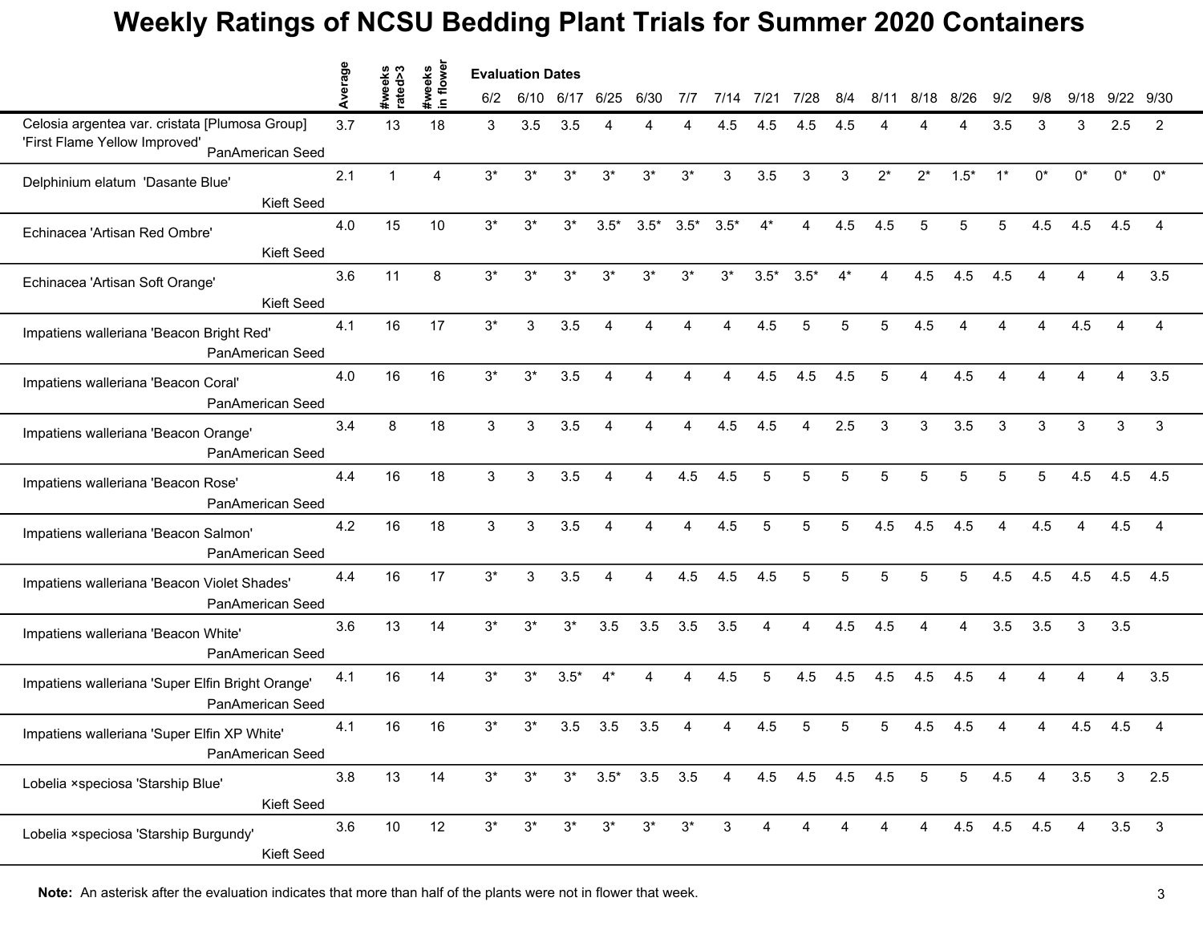# Weekly Ratings of NCSU Bedding Plant Trials for Summer 2020 Containers

| | Average | #weeks rated>3 | #weeks in flower | 6/2 | 6/10 | 6/17 | 6/25 | 6/30 | 7/7 | 7/14 | 7/21 | 7/28 | 8/4 | 8/11 | 8/18 | 8/26 | 9/2 | 9/8 | 9/18 | 9/22 | 9/30 |
|---|---|---|---|---|---|---|---|---|---|---|---|---|---|---|---|---|---|---|---|---|---|
| | | | | Evaluation Dates | | | | | | | | | | | | | | | | | |
| Celosia argentea var. cristata [Plumosa Group] 'First Flame Yellow Improved' PanAmerican Seed | 3.7 | 13 | 18 | 3 | 3.5 | 3.5 | 4 | 4 | 4 | 4.5 | 4.5 | 4.5 | 4.5 | 4 | 4 | 4 | 3.5 | 3 | 3 | 2.5 | 2 |
| Delphinium elatum 'Dasante Blue' Kieft Seed | 2.1 | 1 | 4 | 3* | 3* | 3* | 3* | 3* | 3* | 3 | 3.5 | 3 | 3 | 2* | 2* | 1.5* | 1* | 0* | 0* | 0* | 0* |
| Echinacea 'Artisan Red Ombre' Kieft Seed | 4.0 | 15 | 10 | 3* | 3* | 3* | 3.5* | 3.5* | 3.5* | 3.5* | 4* | 4 | 4.5 | 4.5 | 5 | 5 | 5 | 4.5 | 4.5 | 4.5 | 4 |
| Echinacea 'Artisan Soft Orange' Kieft Seed | 3.6 | 11 | 8 | 3* | 3* | 3* | 3* | 3* | 3* | 3* | 3.5* | 3.5* | 4* | 4 | 4.5 | 4.5 | 4.5 | 4 | 4 | 4 | 3.5 |
| Impatiens walleriana 'Beacon Bright Red' PanAmerican Seed | 4.1 | 16 | 17 | 3* | 3 | 3.5 | 4 | 4 | 4 | 4 | 4.5 | 5 | 5 | 5 | 4.5 | 4 | 4 | 4 | 4.5 | 4 | 4 |
| Impatiens walleriana 'Beacon Coral' PanAmerican Seed | 4.0 | 16 | 16 | 3* | 3* | 3.5 | 4 | 4 | 4 | 4 | 4.5 | 4.5 | 4.5 | 5 | 4 | 4.5 | 4 | 4 | 4 | 4 | 3.5 |
| Impatiens walleriana 'Beacon Orange' PanAmerican Seed | 3.4 | 8 | 18 | 3 | 3 | 3.5 | 4 | 4 | 4 | 4.5 | 4.5 | 4 | 2.5 | 3 | 3 | 3.5 | 3 | 3 | 3 | 3 | 3 |
| Impatiens walleriana 'Beacon Rose' PanAmerican Seed | 4.4 | 16 | 18 | 3 | 3 | 3.5 | 4 | 4 | 4.5 | 4.5 | 5 | 5 | 5 | 5 | 5 | 5 | 5 | 5 | 4.5 | 4.5 | 4.5 |
| Impatiens walleriana 'Beacon Salmon' PanAmerican Seed | 4.2 | 16 | 18 | 3 | 3 | 3.5 | 4 | 4 | 4 | 4.5 | 5 | 5 | 5 | 4.5 | 4.5 | 4.5 | 4 | 4.5 | 4 | 4.5 | 4 |
| Impatiens walleriana 'Beacon Violet Shades' PanAmerican Seed | 4.4 | 16 | 17 | 3* | 3 | 3.5 | 4 | 4 | 4.5 | 4.5 | 4.5 | 5 | 5 | 5 | 5 | 5 | 4.5 | 4.5 | 4.5 | 4.5 | 4.5 |
| Impatiens walleriana 'Beacon White' PanAmerican Seed | 3.6 | 13 | 14 | 3* | 3* | 3* | 3.5 | 3.5 | 3.5 | 3.5 | 4 | 4 | 4.5 | 4.5 | 4 | 4 | 3.5 | 3.5 | 3 | 3.5 | |
| Impatiens walleriana 'Super Elfin Bright Orange' PanAmerican Seed | 4.1 | 16 | 14 | 3* | 3* | 3.5* | 4* | 4 | 4 | 4.5 | 5 | 4.5 | 4.5 | 4.5 | 4.5 | 4.5 | 4 | 4 | 4 | 4 | 3.5 |
| Impatiens walleriana 'Super Elfin XP White' PanAmerican Seed | 4.1 | 16 | 16 | 3* | 3* | 3.5 | 3.5 | 3.5 | 4 | 4 | 4.5 | 5 | 5 | 5 | 4.5 | 4.5 | 4 | 4 | 4.5 | 4.5 | 4 |
| Lobelia ×speciosa 'Starship Blue' Kieft Seed | 3.8 | 13 | 14 | 3* | 3* | 3* | 3.5* | 3.5 | 3.5 | 4 | 4.5 | 4.5 | 4.5 | 4.5 | 5 | 5 | 4.5 | 4 | 3.5 | 3 | 2.5 |
| Lobelia ×speciosa 'Starship Burgundy' Kieft Seed | 3.6 | 10 | 12 | 3* | 3* | 3* | 3* | 3* | 3* | 3 | 4 | 4 | 4 | 4 | 4 | 4.5 | 4.5 | 4.5 | 4 | 3.5 | 3 |

**Note:** An asterisk after the evaluation indicates that more than half of the plants were not in flower that week.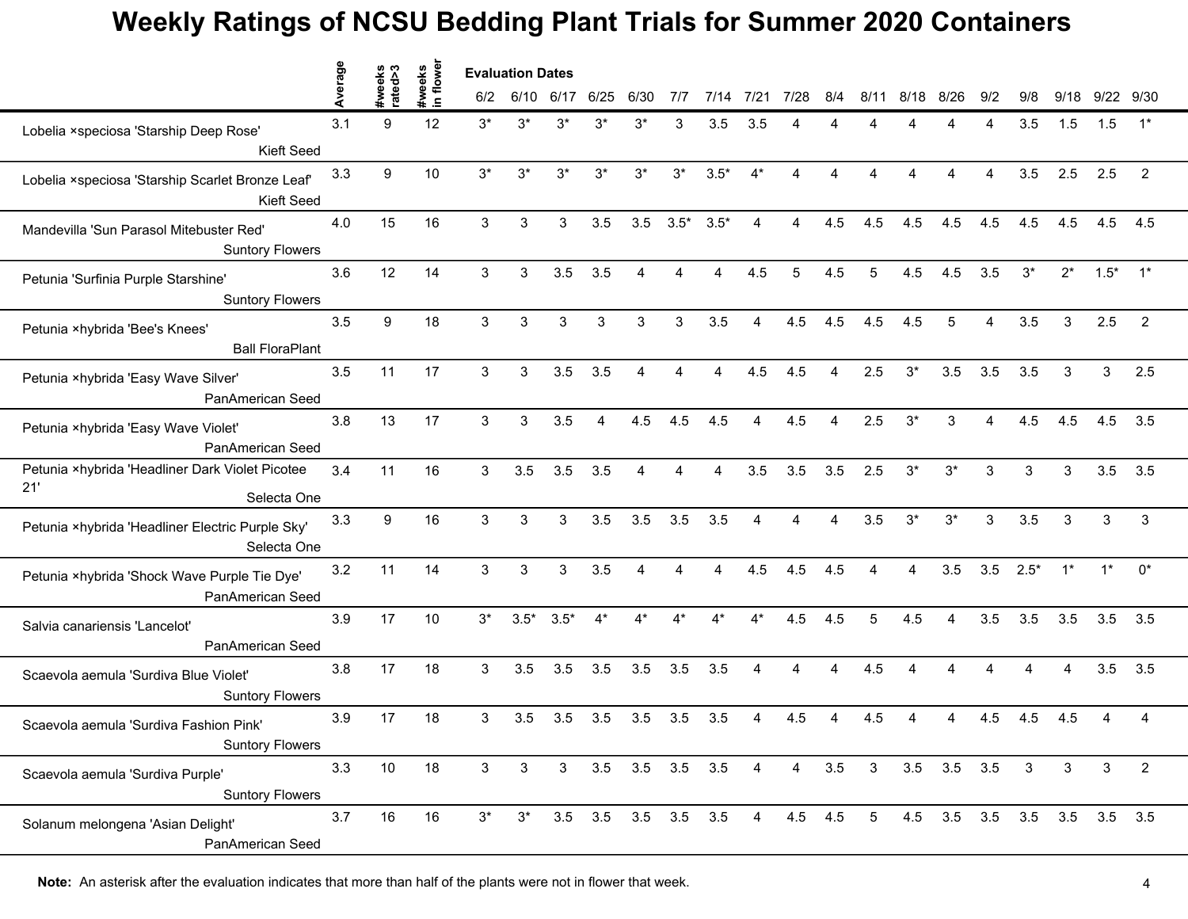# Weekly Ratings of NCSU Bedding Plant Trials for Summer 2020 Containers

| | Average | #weeks rated>3 | #weeks in flower | 6/2 | 6/10 | 6/17 | 6/25 | 6/30 | 7/7 | 7/14 | 7/21 | 7/28 | 8/4 | 8/11 | 8/18 | 8/26 | 9/2 | 9/8 | 9/18 | 9/22 | 9/30 |
|---|---|---|---|---|---|---|---|---|---|---|---|---|---|---|---|---|---|---|---|---|---|
| | | | | Evaluation Dates | | | | | | | | | | | | | | | | | |
| Lobelia ×speciosa 'Starship Deep Rose' Kieft Seed | 3.1 | 9 | 12 | 3* | 3* | 3* | 3* | 3* | 3 | 3.5 | 3.5 | 4 | 4 | 4 | 4 | 4 | 4 | 3.5 | 1.5 | 1.5 | 1* |
| Lobelia ×speciosa 'Starship Scarlet Bronze Leaf' Kieft Seed | 3.3 | 9 | 10 | 3* | 3* | 3* | 3* | 3* | 3* | 3.5* | 4* | 4 | 4 | 4 | 4 | 4 | 4 | 3.5 | 2.5 | 2.5 | 2 |
| Mandevilla 'Sun Parasol Mitebuster Red' Suntory Flowers | 4.0 | 15 | 16 | 3 | 3 | 3 | 3.5 | 3.5 | 3.5* | 3.5* | 4 | 4 | 4.5 | 4.5 | 4.5 | 4.5 | 4.5 | 4.5 | 4.5 | 4.5 | 4.5 |
| Petunia 'Surfinia Purple Starshine' Suntory Flowers | 3.6 | 12 | 14 | 3 | 3 | 3.5 | 3.5 | 4 | 4 | 4 | 4.5 | 5 | 4.5 | 5 | 4.5 | 4.5 | 3.5 | 3* | 2* | 1.5* | 1* |
| Petunia ×hybrida 'Bee's Knees' Ball FloraPlant | 3.5 | 9 | 18 | 3 | 3 | 3 | 3 | 3 | 3 | 3.5 | 4 | 4.5 | 4.5 | 4.5 | 4.5 | 5 | 4 | 3.5 | 3 | 2.5 | 2 |
| Petunia ×hybrida 'Easy Wave Silver' PanAmerican Seed | 3.5 | 11 | 17 | 3 | 3 | 3.5 | 3.5 | 4 | 4 | 4 | 4.5 | 4.5 | 4 | 2.5 | 3* | 3.5 | 3.5 | 3.5 | 3 | 3 | 2.5 |
| Petunia ×hybrida 'Easy Wave Violet' PanAmerican Seed | 3.8 | 13 | 17 | 3 | 3 | 3.5 | 4 | 4.5 | 4.5 | 4.5 | 4 | 4.5 | 4 | 2.5 | 3* | 3 | 4 | 4.5 | 4.5 | 4.5 | 3.5 |
| Petunia ×hybrida 'Headliner Dark Violet Picotee 21' Selecta One | 3.4 | 11 | 16 | 3 | 3.5 | 3.5 | 3.5 | 4 | 4 | 4 | 3.5 | 3.5 | 3.5 | 2.5 | 3* | 3* | 3 | 3 | 3 | 3.5 | 3.5 |
| Petunia ×hybrida 'Headliner Electric Purple Sky' Selecta One | 3.3 | 9 | 16 | 3 | 3 | 3 | 3.5 | 3.5 | 3.5 | 3.5 | 4 | 4 | 4 | 3.5 | 3* | 3* | 3 | 3.5 | 3 | 3 | 3 |
| Petunia ×hybrida 'Shock Wave Purple Tie Dye' PanAmerican Seed | 3.2 | 11 | 14 | 3 | 3 | 3 | 3.5 | 4 | 4 | 4 | 4.5 | 4.5 | 4.5 | 4 | 4 | 3.5 | 3.5 | 2.5* | 1* | 1* | 0* |
| Salvia canariensis 'Lancelot' PanAmerican Seed | 3.9 | 17 | 10 | 3* | 3.5* | 3.5* | 4* | 4* | 4* | 4* | 4* | 4.5 | 4.5 | 5 | 4.5 | 4 | 3.5 | 3.5 | 3.5 | 3.5 | 3.5 |
| Scaevola aemula 'Surdiva Blue Violet' Suntory Flowers | 3.8 | 17 | 18 | 3 | 3.5 | 3.5 | 3.5 | 3.5 | 3.5 | 3.5 | 4 | 4 | 4 | 4.5 | 4 | 4 | 4 | 4 | 4 | 3.5 | 3.5 |
| Scaevola aemula 'Surdiva Fashion Pink' Suntory Flowers | 3.9 | 17 | 18 | 3 | 3.5 | 3.5 | 3.5 | 3.5 | 3.5 | 3.5 | 4 | 4.5 | 4 | 4.5 | 4 | 4 | 4.5 | 4.5 | 4.5 | 4 | 4 |
| Scaevola aemula 'Surdiva Purple' Suntory Flowers | 3.3 | 10 | 18 | 3 | 3 | 3 | 3.5 | 3.5 | 3.5 | 3.5 | 4 | 4 | 3.5 | 3 | 3.5 | 3.5 | 3.5 | 3 | 3 | 3 | 2 |
| Solanum melongena 'Asian Delight' PanAmerican Seed | 3.7 | 16 | 16 | 3* | 3* | 3.5 | 3.5 | 3.5 | 3.5 | 3.5 | 4 | 4.5 | 4.5 | 5 | 4.5 | 3.5 | 3.5 | 3.5 | 3.5 | 3.5 | 3.5 |

**Note:** An asterisk after the evaluation indicates that more than half of the plants were not in flower that week.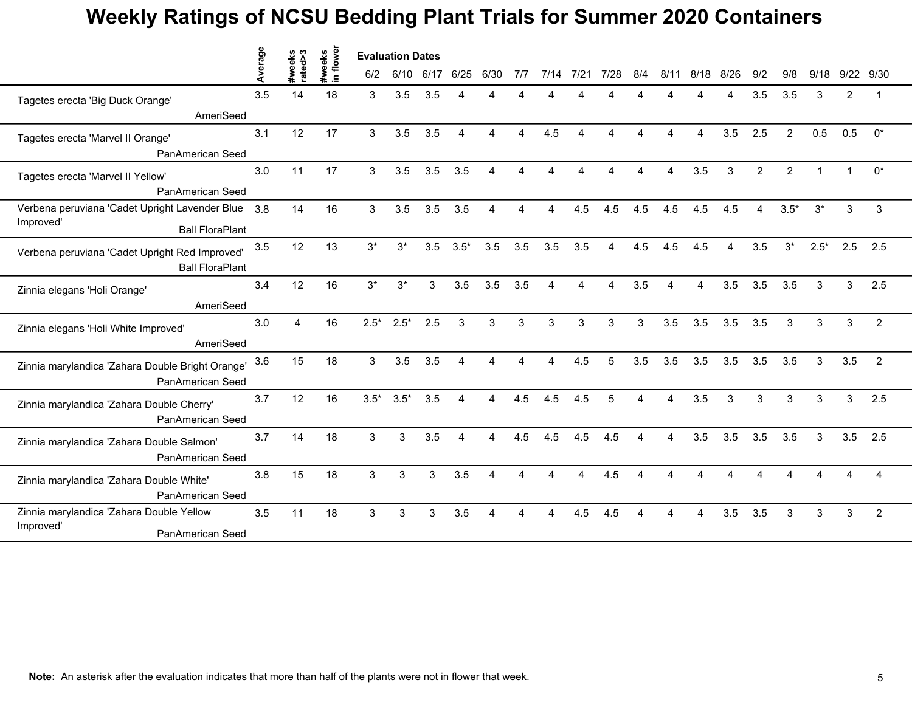# Weekly Ratings of NCSU Bedding Plant Trials for Summer 2020 Containers

| | Average | #weeks rated>3 | #weeks in flower | Evaluation Dates 6/2 | 6/10 | 6/17 | 6/25 | 6/30 | 7/7 | 7/14 | 7/21 | 7/28 | 8/4 | 8/11 | 8/18 | 8/26 | 9/2 | 9/8 | 9/18 | 9/22 | 9/30 |
|---|---|---|---|---|---|---|---|---|---|---|---|---|---|---|---|---|---|---|---|---|---|
| Tagetes erecta 'Big Duck Orange' AmeriSeed | 3.5 | 14 | 18 | 3 | 3.5 | 3.5 | 4 | 4 | 4 | 4 | 4 | 4 | 4 | 4 | 4 | 4 | 3.5 | 3.5 | 3 | 2 | 1 |
| Tagetes erecta 'Marvel II Orange' PanAmerican Seed | 3.1 | 12 | 17 | 3 | 3.5 | 3.5 | 4 | 4 | 4 | 4.5 | 4 | 4 | 4 | 4 | 4 | 3.5 | 2.5 | 2 | 0.5 | 0.5 | 0* |
| Tagetes erecta 'Marvel II Yellow' PanAmerican Seed | 3.0 | 11 | 17 | 3 | 3.5 | 3.5 | 3.5 | 4 | 4 | 4 | 4 | 4 | 4 | 4 | 3.5 | 3 | 2 | 2 | 1 | 1 | 0* |
| Verbena peruviana 'Cadet Upright Lavender Blue Improved' Ball FloraPlant | 3.8 | 14 | 16 | 3 | 3.5 | 3.5 | 3.5 | 4 | 4 | 4 | 4.5 | 4.5 | 4.5 | 4.5 | 4.5 | 4.5 | 4 | 3.5* | 3* | 3 | 3 |
| Verbena peruviana 'Cadet Upright Red Improved' Ball FloraPlant | 3.5 | 12 | 13 | 3* | 3* | 3.5 | 3.5* | 3.5 | 3.5 | 3.5 | 3.5 | 4 | 4.5 | 4.5 | 4.5 | 4 | 3.5 | 3* | 2.5* | 2.5 | 2.5 |
| Zinnia elegans 'Holi Orange' AmeriSeed | 3.4 | 12 | 16 | 3* | 3* | 3 | 3.5 | 3.5 | 3.5 | 4 | 4 | 4 | 3.5 | 4 | 4 | 3.5 | 3.5 | 3.5 | 3 | 3 | 2.5 |
| Zinnia elegans 'Holi White Improved' AmeriSeed | 3.0 | 4 | 16 | 2.5* | 2.5* | 2.5 | 3 | 3 | 3 | 3 | 3 | 3 | 3 | 3.5 | 3.5 | 3.5 | 3.5 | 3 | 3 | 3 | 2 |
| Zinnia marylandica 'Zahara Double Bright Orange' PanAmerican Seed | 3.6 | 15 | 18 | 3 | 3.5 | 3.5 | 4 | 4 | 4 | 4 | 4.5 | 5 | 3.5 | 3.5 | 3.5 | 3.5 | 3.5 | 3.5 | 3 | 3.5 | 2 |
| Zinnia marylandica 'Zahara Double Cherry' PanAmerican Seed | 3.7 | 12 | 16 | 3.5* | 3.5* | 3.5 | 4 | 4 | 4.5 | 4.5 | 4.5 | 5 | 4 | 4 | 3.5 | 3 | 3 | 3 | 3 | 3 | 2.5 |
| Zinnia marylandica 'Zahara Double Salmon' PanAmerican Seed | 3.7 | 14 | 18 | 3 | 3 | 3.5 | 4 | 4 | 4.5 | 4.5 | 4.5 | 4.5 | 4 | 4 | 3.5 | 3.5 | 3.5 | 3.5 | 3 | 3.5 | 2.5 |
| Zinnia marylandica 'Zahara Double White' PanAmerican Seed | 3.8 | 15 | 18 | 3 | 3 | 3 | 3.5 | 4 | 4 | 4 | 4 | 4.5 | 4 | 4 | 4 | 4 | 4 | 4 | 4 | 4 | 4 |
| Zinnia marylandica 'Zahara Double Yellow Improved' PanAmerican Seed | 3.5 | 11 | 18 | 3 | 3 | 3 | 3.5 | 4 | 4 | 4 | 4.5 | 4.5 | 4 | 4 | 4 | 3.5 | 3.5 | 3 | 3 | 3 | 2 |

**Note:** An asterisk after the evaluation indicates that more than half of the plants were not in flower that week.